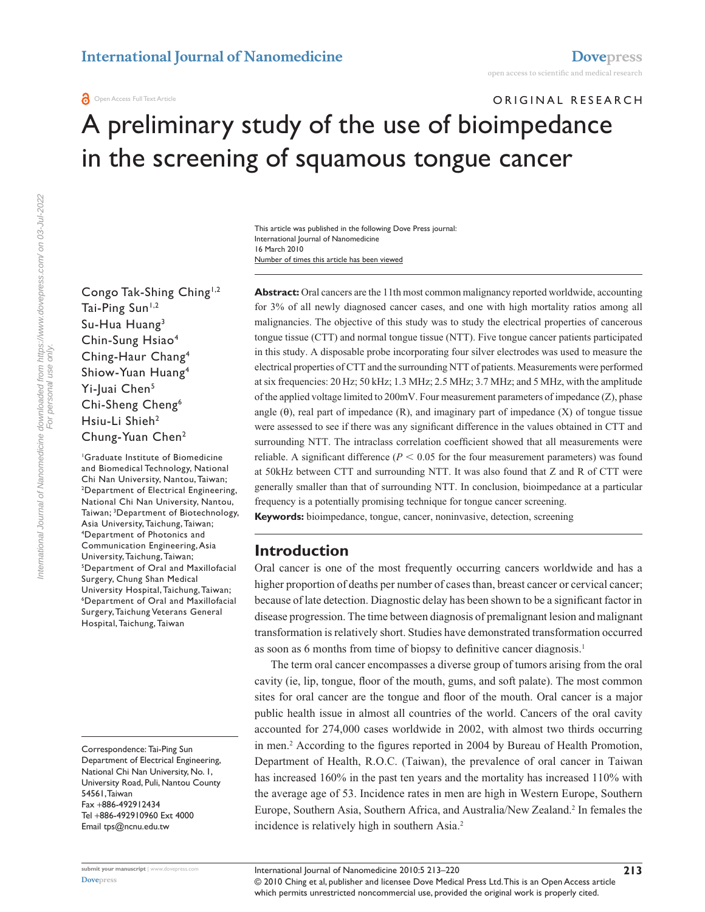ORIGINAL RESEARCH

# A preliminary study of the use of bioimpedance in the screening of squamous tongue cancer

This article was published in the following Dove Press journal:
International Journal of Nanomedicine
16 March 2010
Number of times this article has been viewed

Congo Tak-Shing Ching[1,2]
Tai-Ping Sun[1,2]
Su-Hua Huang[3]
Chin-Sung Hsiao[4]
Ching-Haur Chang[4]
Shiow-Yuan Huang[4]
Yi-Juai Chen[5]
Chi-Sheng Cheng[6]
Hsiu-Li Shieh[2]
Chung-Yuan Chen[2]

[1]Graduate Institute of Biomedicine and Biomedical Technology, National Chi Nan University, Nantou, Taiwan; [2]Department of Electrical Engineering, National Chi Nan University, Nantou, Taiwan; [3]Department of Biotechnology, Asia University, Taichung, Taiwan; [4]Department of Photonics and Communication Engineering, Asia University, Taichung, Taiwan; [5]Department of Oral and Maxillofacial Surgery, Chung Shan Medical University Hospital, Taichung, Taiwan; [6]Department of Oral and Maxillofacial Surgery, Taichung Veterans General Hospital, Taichung, Taiwan

Correspondence: Tai-Ping Sun
Department of Electrical Engineering, National Chi Nan University, No. 1, University Road, Puli, Nantou County 54561, Taiwan
Fax +886-492912434
Tel +886-492910960 Ext 4000
Email tps@ncnu.edu.tw

**Abstract:** Oral cancers are the 11th most common malignancy reported worldwide, accounting for 3% of all newly diagnosed cancer cases, and one with high mortality ratios among all malignancies. The objective of this study was to study the electrical properties of cancerous tongue tissue (CTT) and normal tongue tissue (NTT). Five tongue cancer patients participated in this study. A disposable probe incorporating four silver electrodes was used to measure the electrical properties of CTT and the surrounding NTT of patients. Measurements were performed at six frequencies: 20 Hz; 50 kHz; 1.3 MHz; 2.5 MHz; 3.7 MHz; and 5 MHz, with the amplitude of the applied voltage limited to 200mV. Four measurement parameters of impedance (Z), phase angle (θ), real part of impedance (R), and imaginary part of impedance (X) of tongue tissue were assessed to see if there was any significant difference in the values obtained in CTT and surrounding NTT. The intraclass correlation coefficient showed that all measurements were reliable. A significant difference ($P < 0.05$ for the four measurement parameters) was found at 50kHz between CTT and surrounding NTT. It was also found that Z and R of CTT were generally smaller than that of surrounding NTT. In conclusion, bioimpedance at a particular frequency is a potentially promising technique for tongue cancer screening.

**Keywords:** bioimpedance, tongue, cancer, noninvasive, detection, screening

## Introduction

Oral cancer is one of the most frequently occurring cancers worldwide and has a higher proportion of deaths per number of cases than, breast cancer or cervical cancer; because of late detection. Diagnostic delay has been shown to be a significant factor in disease progression. The time between diagnosis of premalignant lesion and malignant transformation is relatively short. Studies have demonstrated transformation occurred as soon as 6 months from time of biopsy to definitive cancer diagnosis.[1]

The term oral cancer encompasses a diverse group of tumors arising from the oral cavity (ie, lip, tongue, floor of the mouth, gums, and soft palate). The most common sites for oral cancer are the tongue and floor of the mouth. Oral cancer is a major public health issue in almost all countries of the world. Cancers of the oral cavity accounted for 274,000 cases worldwide in 2002, with almost two thirds occurring in men.[2] According to the figures reported in 2004 by Bureau of Health Promotion, Department of Health, R.O.C. (Taiwan), the prevalence of oral cancer in Taiwan has increased 160% in the past ten years and the mortality has increased 110% with the average age of 53. Incidence rates in men are high in Western Europe, Southern Europe, Southern Asia, Southern Africa, and Australia/New Zealand.[2] In females the incidence is relatively high in southern Asia.[2]

© 2010 Ching et al, publisher and licensee Dove Medical Press Ltd. This is an Open Access article which permits unrestricted noncommercial use, provided the original work is properly cited.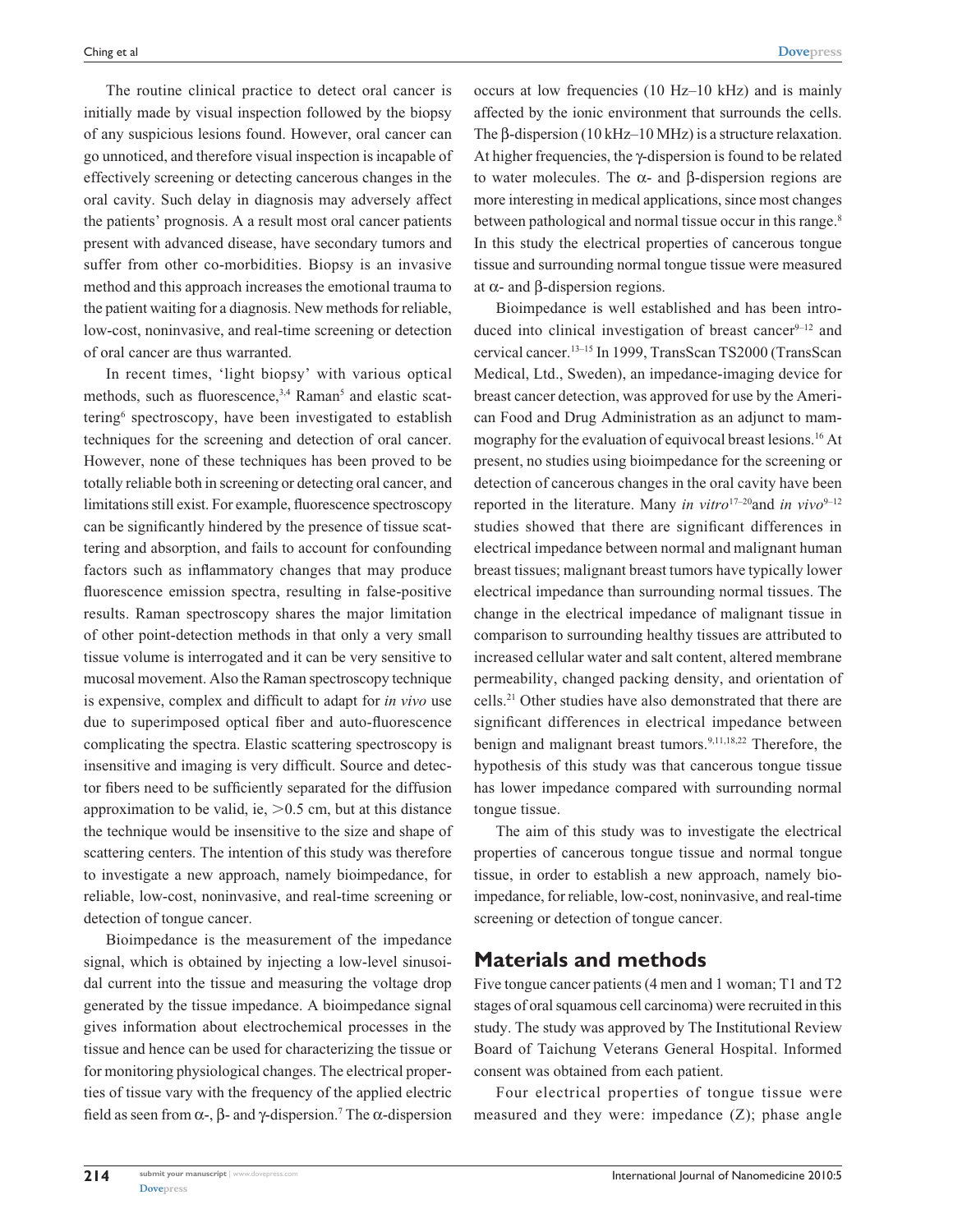The routine clinical practice to detect oral cancer is initially made by visual inspection followed by the biopsy of any suspicious lesions found. However, oral cancer can go unnoticed, and therefore visual inspection is incapable of effectively screening or detecting cancerous changes in the oral cavity. Such delay in diagnosis may adversely affect the patients' prognosis. A a result most oral cancer patients present with advanced disease, have secondary tumors and suffer from other co-morbidities. Biopsy is an invasive method and this approach increases the emotional trauma to the patient waiting for a diagnosis. New methods for reliable, low-cost, noninvasive, and real-time screening or detection of oral cancer are thus warranted.

In recent times, 'light biopsy' with various optical methods, such as fluorescence,[3,4] Raman[5] and elastic scattering[6] spectroscopy, have been investigated to establish techniques for the screening and detection of oral cancer. However, none of these techniques has been proved to be totally reliable both in screening or detecting oral cancer, and limitations still exist. For example, fluorescence spectroscopy can be significantly hindered by the presence of tissue scattering and absorption, and fails to account for confounding factors such as inflammatory changes that may produce fluorescence emission spectra, resulting in false-positive results. Raman spectroscopy shares the major limitation of other point-detection methods in that only a very small tissue volume is interrogated and it can be very sensitive to mucosal movement. Also the Raman spectroscopy technique is expensive, complex and difficult to adapt for *in vivo* use due to superimposed optical fiber and auto-fluorescence complicating the spectra. Elastic scattering spectroscopy is insensitive and imaging is very difficult. Source and detector fibers need to be sufficiently separated for the diffusion approximation to be valid, ie, >0.5 cm, but at this distance the technique would be insensitive to the size and shape of scattering centers. The intention of this study was therefore to investigate a new approach, namely bioimpedance, for reliable, low-cost, noninvasive, and real-time screening or detection of tongue cancer.

Bioimpedance is the measurement of the impedance signal, which is obtained by injecting a low-level sinusoidal current into the tissue and measuring the voltage drop generated by the tissue impedance. A bioimpedance signal gives information about electrochemical processes in the tissue and hence can be used for characterizing the tissue or for monitoring physiological changes. The electrical properties of tissue vary with the frequency of the applied electric field as seen from $\alpha$-, $\beta$- and $\gamma$-dispersion.[7] The $\alpha$-dispersion occurs at low frequencies (10 Hz–10 kHz) and is mainly affected by the ionic environment that surrounds the cells. The $\beta$-dispersion (10 kHz–10 MHz) is a structure relaxation. At higher frequencies, the $\gamma$-dispersion is found to be related to water molecules. The $\alpha$- and $\beta$-dispersion regions are more interesting in medical applications, since most changes between pathological and normal tissue occur in this range.[8] In this study the electrical properties of cancerous tongue tissue and surrounding normal tongue tissue were measured at $\alpha$- and $\beta$-dispersion regions.

Bioimpedance is well established and has been introduced into clinical investigation of breast cancer[9–12] and cervical cancer.[13–15] In 1999, TransScan TS2000 (TransScan Medical, Ltd., Sweden), an impedance-imaging device for breast cancer detection, was approved for use by the American Food and Drug Administration as an adjunct to mammography for the evaluation of equivocal breast lesions.[16] At present, no studies using bioimpedance for the screening or detection of cancerous changes in the oral cavity have been reported in the literature. Many *in vitro*[17–20] and *in vivo*[9–12] studies showed that there are significant differences in electrical impedance between normal and malignant human breast tissues; malignant breast tumors have typically lower electrical impedance than surrounding normal tissues. The change in the electrical impedance of malignant tissue in comparison to surrounding healthy tissues are attributed to increased cellular water and salt content, altered membrane permeability, changed packing density, and orientation of cells.[21] Other studies have also demonstrated that there are significant differences in electrical impedance between benign and malignant breast tumors.[9,11,18,22] Therefore, the hypothesis of this study was that cancerous tongue tissue has lower impedance compared with surrounding normal tongue tissue.

The aim of this study was to investigate the electrical properties of cancerous tongue tissue and normal tongue tissue, in order to establish a new approach, namely bioimpedance, for reliable, low-cost, noninvasive, and real-time screening or detection of tongue cancer.

## Materials and methods

Five tongue cancer patients (4 men and 1 woman; T1 and T2 stages of oral squamous cell carcinoma) were recruited in this study. The study was approved by The Institutional Review Board of Taichung Veterans General Hospital. Informed consent was obtained from each patient.

Four electrical properties of tongue tissue were measured and they were: impedance (Z); phase angle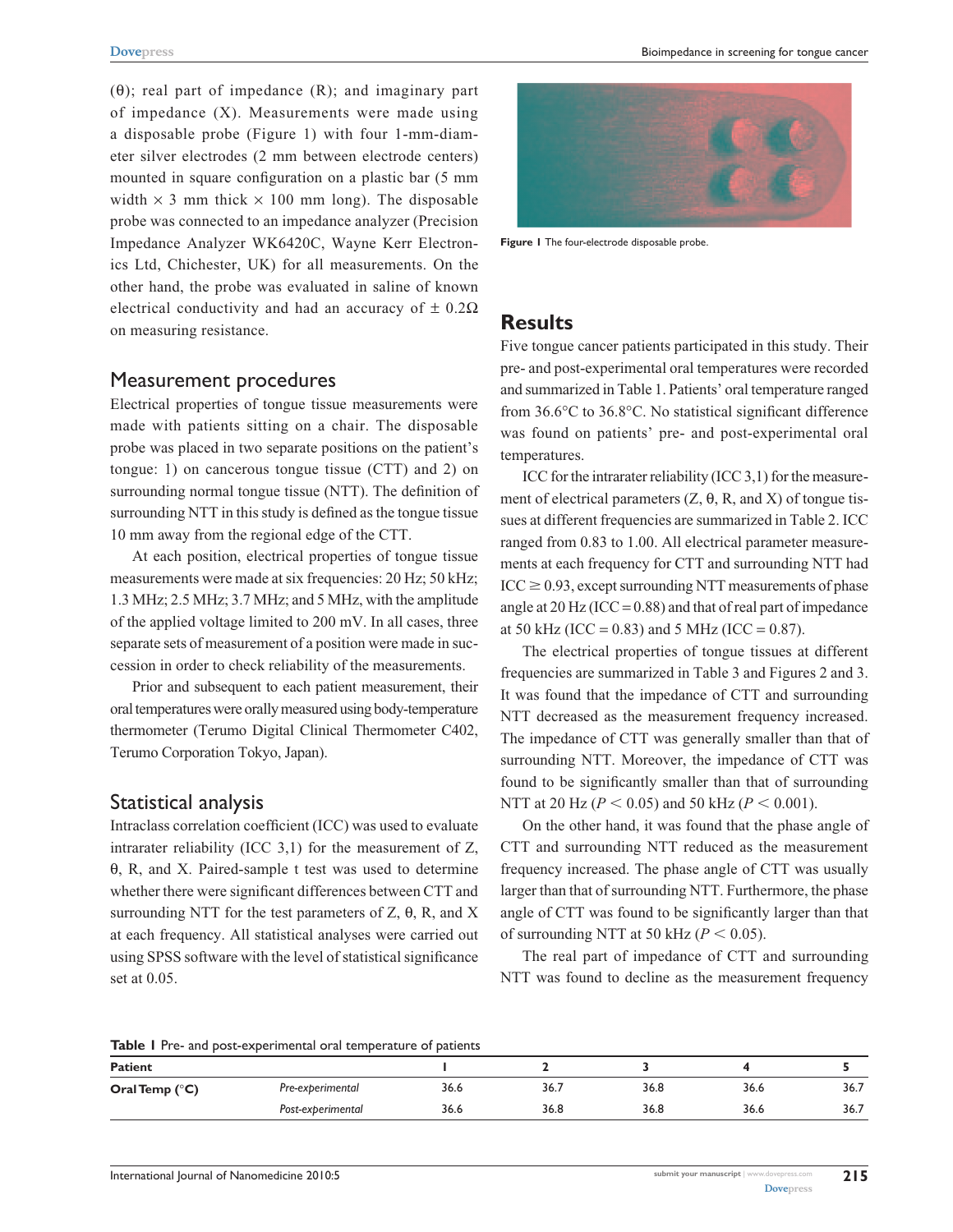(θ); real part of impedance (R); and imaginary part of impedance (X). Measurements were made using a disposable probe (Figure 1) with four 1-mm-diameter silver electrodes (2 mm between electrode centers) mounted in square configuration on a plastic bar (5 mm width × 3 mm thick × 100 mm long). The disposable probe was connected to an impedance analyzer (Precision Impedance Analyzer WK6420C, Wayne Kerr Electronics Ltd, Chichester, UK) for all measurements. On the other hand, the probe was evaluated in saline of known electrical conductivity and had an accuracy of ± 0.2Ω on measuring resistance.

Figure 1 The four-electrode disposable probe.

## Measurement procedures

Electrical properties of tongue tissue measurements were made with patients sitting on a chair. The disposable probe was placed in two separate positions on the patient's tongue: 1) on cancerous tongue tissue (CTT) and 2) on surrounding normal tongue tissue (NTT). The definition of surrounding NTT in this study is defined as the tongue tissue 10 mm away from the regional edge of the CTT.

At each position, electrical properties of tongue tissue measurements were made at six frequencies: 20 Hz; 50 kHz; 1.3 MHz; 2.5 MHz; 3.7 MHz; and 5 MHz, with the amplitude of the applied voltage limited to 200 mV. In all cases, three separate sets of measurement of a position were made in succession in order to check reliability of the measurements.

Prior and subsequent to each patient measurement, their oral temperatures were orally measured using body-temperature thermometer (Terumo Digital Clinical Thermometer C402, Terumo Corporation Tokyo, Japan).

## Statistical analysis

Intraclass correlation coefficient (ICC) was used to evaluate intrarater reliability (ICC 3,1) for the measurement of Z, θ, R, and X. Paired-sample t test was used to determine whether there were significant differences between CTT and surrounding NTT for the test parameters of Z, θ, R, and X at each frequency. All statistical analyses were carried out using SPSS software with the level of statistical significance set at 0.05.

# Results

Five tongue cancer patients participated in this study. Their pre- and post-experimental oral temperatures were recorded and summarized in Table 1. Patients' oral temperature ranged from 36.6°C to 36.8°C. No statistical significant difference was found on patients' pre- and post-experimental oral temperatures.

ICC for the intrarater reliability (ICC 3,1) for the measurement of electrical parameters (Z, θ, R, and X) of tongue tissues at different frequencies are summarized in Table 2. ICC ranged from 0.83 to 1.00. All electrical parameter measurements at each frequency for CTT and surrounding NTT had ICC ≥ 0.93, except surrounding NTT measurements of phase angle at 20 Hz (ICC = 0.88) and that of real part of impedance at 50 kHz (ICC = 0.83) and 5 MHz (ICC = 0.87).

The electrical properties of tongue tissues at different frequencies are summarized in Table 3 and Figures 2 and 3. It was found that the impedance of CTT and surrounding NTT decreased as the measurement frequency increased. The impedance of CTT was generally smaller than that of surrounding NTT. Moreover, the impedance of CTT was found to be significantly smaller than that of surrounding NTT at 20 Hz ($P < 0.05$) and 50 kHz ($P < 0.001$).

On the other hand, it was found that the phase angle of CTT and surrounding NTT reduced as the measurement frequency increased. The phase angle of CTT was usually larger than that of surrounding NTT. Furthermore, the phase angle of CTT was found to be significantly larger than that of surrounding NTT at 50 kHz ($P < 0.05$).

The real part of impedance of CTT and surrounding NTT was found to decline as the measurement frequency

**Table 1** Pre- and post-experimental oral temperature of patients

| Patient | | 1 | 2 | 3 | 4 | 5 |
|---|---|---|---|---|---|---|
| **Oral Temp (°C)** | *Pre-experimental* | 36.6 | 36.7 | 36.8 | 36.6 | 36.7 |
| | *Post-experimental* | 36.6 | 36.8 | 36.8 | 36.6 | 36.7 |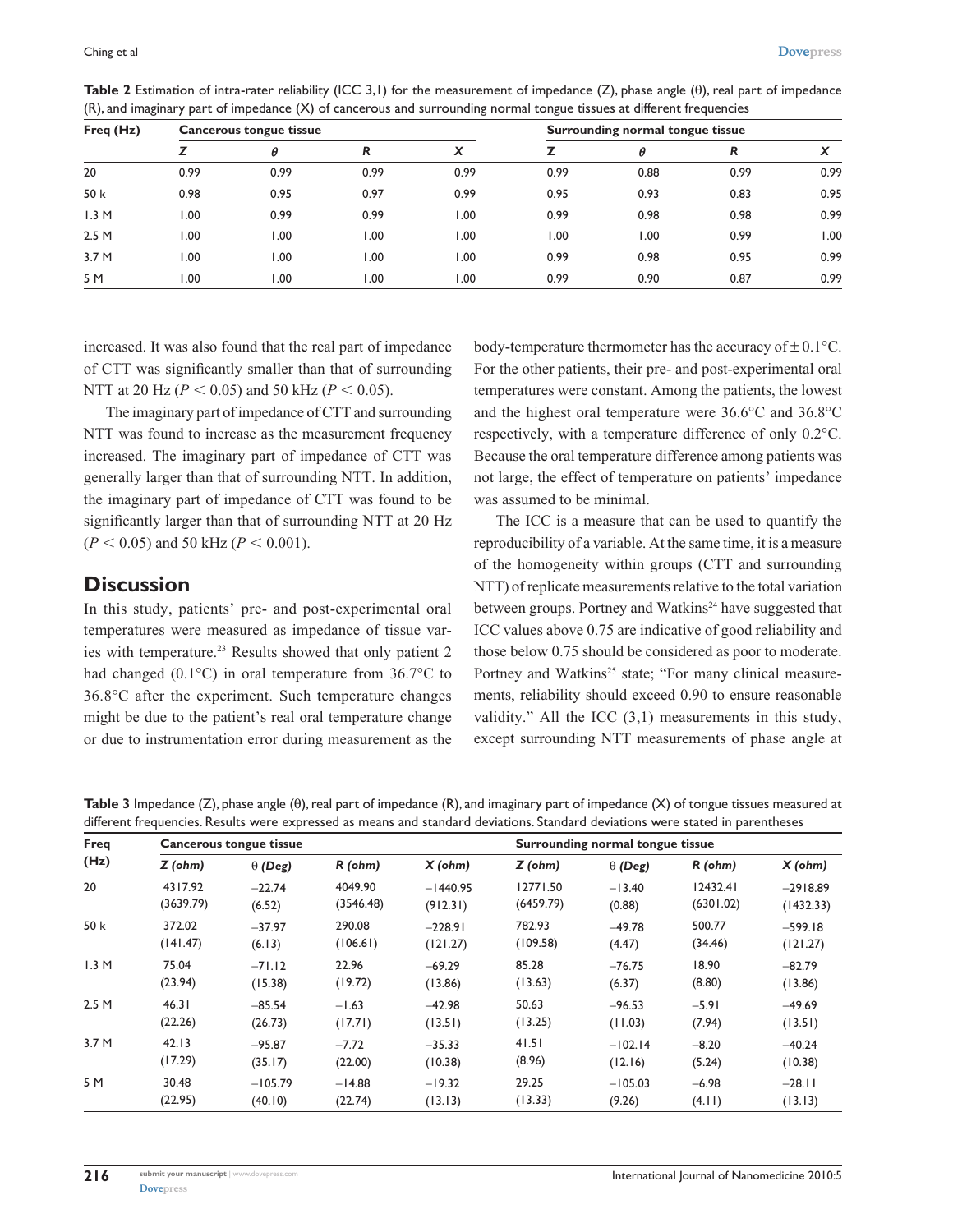**Table 2** Estimation of intra-rater reliability (ICC 3,1) for the measurement of impedance (Z), phase angle (θ), real part of impedance (R), and imaginary part of impedance (X) of cancerous and surrounding normal tongue tissues at different frequencies

| Freq (Hz) | Cancerous tongue tissue | | | | Surrounding normal tongue tissue | | | |
|---|---|---|---|---|---|---|---|---|
| | Z | θ | R | X | Z | θ | R | X |
| 20 | 0.99 | 0.99 | 0.99 | 0.99 | 0.99 | 0.88 | 0.99 | 0.99 |
| 50 k | 0.98 | 0.95 | 0.97 | 0.99 | 0.95 | 0.93 | 0.83 | 0.95 |
| 1.3 M | 1.00 | 0.99 | 0.99 | 1.00 | 0.99 | 0.98 | 0.98 | 0.99 |
| 2.5 M | 1.00 | 1.00 | 1.00 | 1.00 | 1.00 | 1.00 | 0.99 | 1.00 |
| 3.7 M | 1.00 | 1.00 | 1.00 | 1.00 | 0.99 | 0.98 | 0.95 | 0.99 |
| 5 M | 1.00 | 1.00 | 1.00 | 1.00 | 0.99 | 0.90 | 0.87 | 0.99 |

increased. It was also found that the real part of impedance of CTT was significantly smaller than that of surrounding NTT at 20 Hz ($P < 0.05$) and 50 kHz ($P < 0.05$).

The imaginary part of impedance of CTT and surrounding NTT was found to increase as the measurement frequency increased. The imaginary part of impedance of CTT was generally larger than that of surrounding NTT. In addition, the imaginary part of impedance of CTT was found to be significantly larger than that of surrounding NTT at 20 Hz ($P < 0.05$) and 50 kHz ($P < 0.001$).

## Discussion

In this study, patients' pre- and post-experimental oral temperatures were measured as impedance of tissue varies with temperature.[23] Results showed that only patient 2 had changed (0.1°C) in oral temperature from 36.7°C to 36.8°C after the experiment. Such temperature changes might be due to the patient's real oral temperature change or due to instrumentation error during measurement as the body-temperature thermometer has the accuracy of ± 0.1°C. For the other patients, their pre- and post-experimental oral temperatures were constant. Among the patients, the lowest and the highest oral temperature were 36.6°C and 36.8°C respectively, with a temperature difference of only 0.2°C. Because the oral temperature difference among patients was not large, the effect of temperature on patients' impedance was assumed to be minimal.

The ICC is a measure that can be used to quantify the reproducibility of a variable. At the same time, it is a measure of the homogeneity within groups (CTT and surrounding NTT) of replicate measurements relative to the total variation between groups. Portney and Watkins[24] have suggested that ICC values above 0.75 are indicative of good reliability and those below 0.75 should be considered as poor to moderate. Portney and Watkins[25] state; "For many clinical measurements, reliability should exceed 0.90 to ensure reasonable validity." All the ICC (3,1) measurements in this study, except surrounding NTT measurements of phase angle at

**Table 3** Impedance (Z), phase angle (θ), real part of impedance (R), and imaginary part of impedance (X) of tongue tissues measured at different frequencies. Results were expressed as means and standard deviations. Standard deviations were stated in parentheses

| Freq (Hz) | Cancerous tongue tissue | | | | Surrounding normal tongue tissue | | | |
|---|---|---|---|---|---|---|---|---|
| | Z (ohm) | θ (Deg) | R (ohm) | X (ohm) | Z (ohm) | θ (Deg) | R (ohm) | X (ohm) |
| 20 | 4317.92 (3639.79) | −22.74 (6.52) | 4049.90 (3546.48) | −1440.95 (912.31) | 12771.50 (6459.79) | −13.40 (0.88) | 12432.41 (6301.02) | −2918.89 (1432.33) |
| 50 k | 372.02 (141.47) | −37.97 (6.13) | 290.08 (106.61) | −228.91 (121.27) | 782.93 (109.58) | −49.78 (4.47) | 500.77 (34.46) | −599.18 (121.27) |
| 1.3 M | 75.04 (23.94) | −71.12 (15.38) | 22.96 (19.72) | −69.29 (13.86) | 85.28 (13.63) | −76.75 (6.37) | 18.90 (8.80) | −82.79 (13.86) |
| 2.5 M | 46.31 (22.26) | −85.54 (26.73) | −1.63 (17.71) | −42.98 (13.51) | 50.63 (13.25) | −96.53 (11.03) | −5.91 (7.94) | −49.69 (13.51) |
| 3.7 M | 42.13 (17.29) | −95.87 (35.17) | −7.72 (22.00) | −35.33 (10.38) | 41.51 (8.96) | −102.14 (12.16) | −8.20 (5.24) | −40.24 (10.38) |
| 5 M | 30.48 (22.95) | −105.79 (40.10) | −14.88 (22.74) | −19.32 (13.13) | 29.25 (13.33) | −105.03 (9.26) | −6.98 (4.11) | −28.11 (13.13) |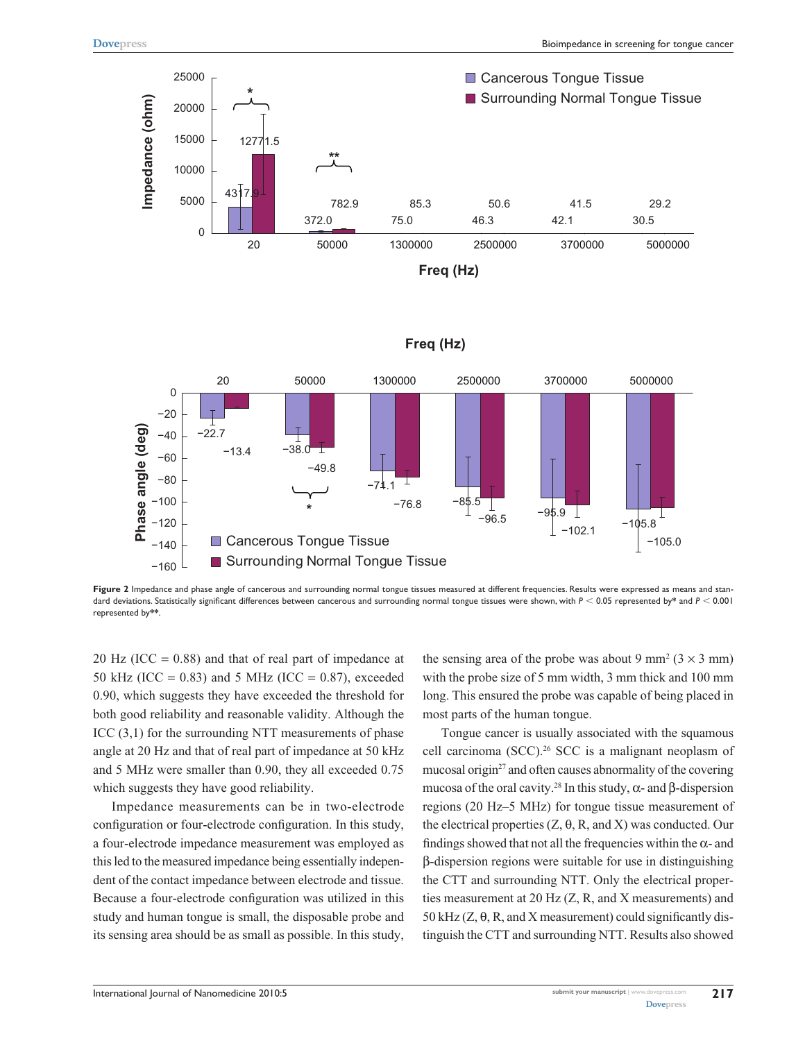Figure 2 Impedance and phase angle of cancerous and surrounding normal tongue tissues measured at different frequencies. Results were expressed as means and standard deviations. Statistically significant differences between cancerous and surrounding normal tongue tissues were shown, with $P < 0.05$ represented by* and $P < 0.001$ represented by**.

20 Hz (ICC = 0.88) and that of real part of impedance at 50 kHz (ICC = 0.83) and 5 MHz (ICC = 0.87), exceeded 0.90, which suggests they have exceeded the threshold for both good reliability and reasonable validity. Although the ICC (3,1) for the surrounding NTT measurements of phase angle at 20 Hz and that of real part of impedance at 50 kHz and 5 MHz were smaller than 0.90, they all exceeded 0.75 which suggests they have good reliability.

Impedance measurements can be in two-electrode configuration or four-electrode configuration. In this study, a four-electrode impedance measurement was employed as this led to the measured impedance being essentially independent of the contact impedance between electrode and tissue. Because a four-electrode configuration was utilized in this study and human tongue is small, the disposable probe and its sensing area should be as small as possible. In this study, the sensing area of the probe was about 9 mm$^2$ ($3 \times 3$ mm) with the probe size of 5 mm width, 3 mm thick and 100 mm long. This ensured the probe was capable of being placed in most parts of the human tongue.

Tongue cancer is usually associated with the squamous cell carcinoma (SCC).[26] SCC is a malignant neoplasm of mucosal origin[27] and often causes abnormality of the covering mucosa of the oral cavity.[28] In this study, $\alpha$- and $\beta$-dispersion regions (20 Hz–5 MHz) for tongue tissue measurement of the electrical properties (Z, $\theta$, R, and X) was conducted. Our findings showed that not all the frequencies within the $\alpha$- and $\beta$-dispersion regions were suitable for use in distinguishing the CTT and surrounding NTT. Only the electrical properties measurement at 20 Hz (Z, R, and X measurements) and 50 kHz (Z, $\theta$, R, and X measurement) could significantly distinguish the CTT and surrounding NTT. Results also showed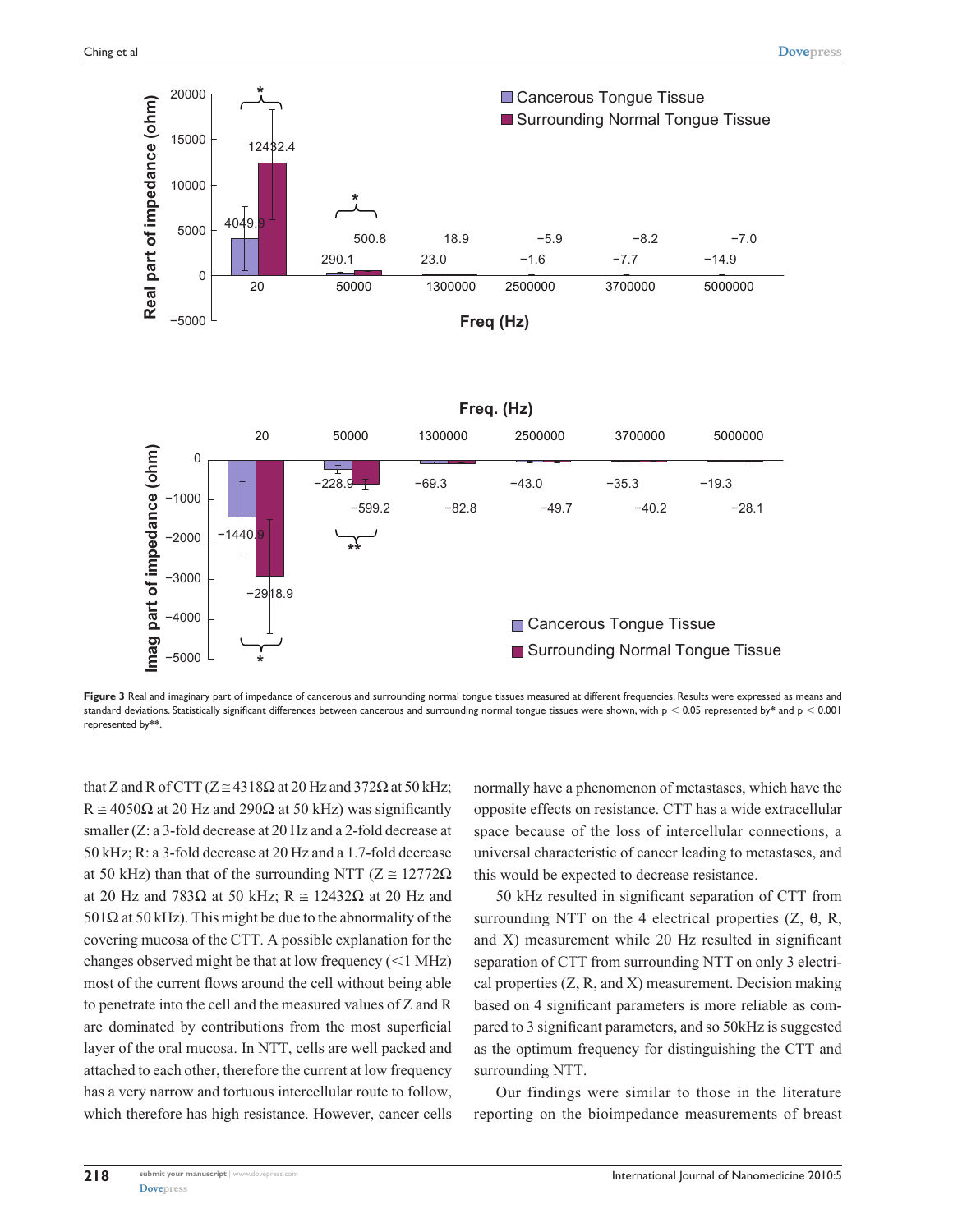Figure 3 Real and imaginary part of impedance of cancerous and surrounding normal tongue tissues measured at different frequencies. Results were expressed as means and standard deviations. Statistically significant differences between cancerous and surrounding normal tongue tissues were shown, with $p < 0.05$ represented by* and $p < 0.001$ represented by**.

that Z and R of CTT ($Z \cong 4318\Omega$ at 20 Hz and $372\Omega$ at 50 kHz; $R \cong 4050\Omega$ at 20 Hz and $290\Omega$ at 50 kHz) was significantly smaller (Z: a 3-fold decrease at 20 Hz and a 2-fold decrease at 50 kHz; R: a 3-fold decrease at 20 Hz and a 1.7-fold decrease at 50 kHz) than that of the surrounding NTT ($Z \cong 12772\Omega$ at 20 Hz and $783\Omega$ at 50 kHz; $R \cong 12432\Omega$ at 20 Hz and $501\Omega$ at 50 kHz). This might be due to the abnormality of the covering mucosa of the CTT. A possible explanation for the changes observed might be that at low frequency (<1 MHz) most of the current flows around the cell without being able to penetrate into the cell and the measured values of Z and R are dominated by contributions from the most superficial layer of the oral mucosa. In NTT, cells are well packed and attached to each other, therefore the current at low frequency has a very narrow and tortuous intercellular route to follow, which therefore has high resistance. However, cancer cells normally have a phenomenon of metastases, which have the opposite effects on resistance. CTT has a wide extracellular space because of the loss of intercellular connections, a universal characteristic of cancer leading to metastases, and this would be expected to decrease resistance.

50 kHz resulted in significant separation of CTT from surrounding NTT on the 4 electrical properties (Z, θ, R, and X) measurement while 20 Hz resulted in significant separation of CTT from surrounding NTT on only 3 electrical properties (Z, R, and X) measurement. Decision making based on 4 significant parameters is more reliable as compared to 3 significant parameters, and so 50kHz is suggested as the optimum frequency for distinguishing the CTT and surrounding NTT.

Our findings were similar to those in the literature reporting on the bioimpedance measurements of breast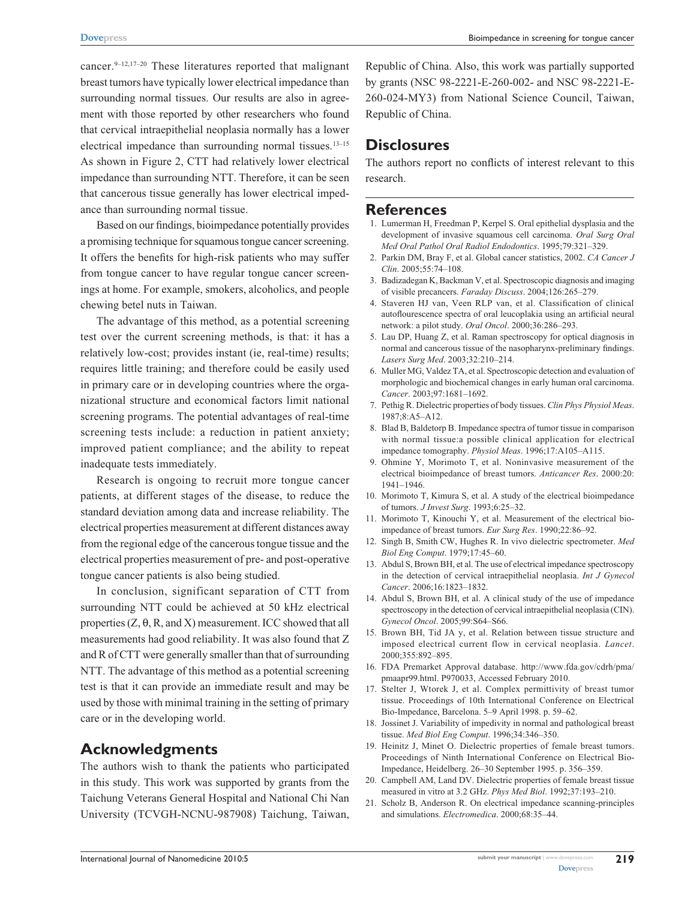cancer.[9–12,17–20] These literatures reported that malignant breast tumors have typically lower electrical impedance than surrounding normal tissues. Our results are also in agreement with those reported by other researchers who found that cervical intraepithelial neoplasia normally has a lower electrical impedance than surrounding normal tissues.[13–15] As shown in Figure 2, CTT had relatively lower electrical impedance than surrounding NTT. Therefore, it can be seen that cancerous tissue generally has lower electrical impedance than surrounding normal tissue.

Based on our findings, bioimpedance potentially provides a promising technique for squamous tongue cancer screening. It offers the benefits for high-risk patients who may suffer from tongue cancer to have regular tongue cancer screenings at home. For example, smokers, alcoholics, and people chewing betel nuts in Taiwan.

The advantage of this method, as a potential screening test over the current screening methods, is that: it has a relatively low-cost; provides instant (ie, real-time) results; requires little training; and therefore could be easily used in primary care or in developing countries where the organizational structure and economical factors limit national screening programs. The potential advantages of real-time screening tests include: a reduction in patient anxiety; improved patient compliance; and the ability to repeat inadequate tests immediately.

Research is ongoing to recruit more tongue cancer patients, at different stages of the disease, to reduce the standard deviation among data and increase reliability. The electrical properties measurement at different distances away from the regional edge of the cancerous tongue tissue and the electrical properties measurement of pre- and post-operative tongue cancer patients is also being studied.

In conclusion, significant separation of CTT from surrounding NTT could be achieved at 50 kHz electrical properties (Z, θ, R, and X) measurement. ICC showed that all measurements had good reliability. It was also found that Z and R of CTT were generally smaller than that of surrounding NTT. The advantage of this method as a potential screening test is that it can provide an immediate result and may be used by those with minimal training in the setting of primary care or in the developing world.

## Acknowledgments

The authors wish to thank the patients who participated in this study. This work was supported by grants from the Taichung Veterans General Hospital and National Chi Nan University (TCVGH-NCNU-987908) Taichung, Taiwan, Republic of China. Also, this work was partially supported by grants (NSC 98-2221-E-260-002- and NSC 98-2221-E-260-024-MY3) from National Science Council, Taiwan, Republic of China.

## Disclosures

The authors report no conflicts of interest relevant to this research.

## References

1. Lumerman H, Freedman P, Kerpel S. Oral epithelial dysplasia and the development of invasive squamous cell carcinoma. *Oral Surg Oral Med Oral Pathol Oral Radiol Endodontics*. 1995;79:321–329.
2. Parkin DM, Bray F, et al. Global cancer statistics, 2002. *CA Cancer J Clin*. 2005;55:74–108.
3. Badizadegan K, Backman V, et al. Spectroscopic diagnosis and imaging of visible precancers. *Faraday Discuss*. 2004;126:265–279.
4. Staveren HJ van, Veen RLP van, et al. Classification of clinical autoflourescence spectra of oral leucoplakia using an artificial neural network: a pilot study. *Oral Oncol*. 2000;36:286–293.
5. Lau DP, Huang Z, et al. Raman spectroscopy for optical diagnosis in normal and cancerous tissue of the nasopharynx-preliminary findings. *Lasers Surg Med*. 2003;32:210–214.
6. Muller MG, Valdez TA, et al. Spectroscopic detection and evaluation of morphologic and biochemical changes in early human oral carcinoma. *Cancer*. 2003;97:1681–1692.
7. Pethig R. Dielectric properties of body tissues. *Clin Phys Physiol Meas*. 1987;8:A5–A12.
8. Blad B, Baldetorp B. Impedance spectra of tumor tissue in comparison with normal tissue:a possible clinical application for electrical impedance tomography. *Physiol Meas*. 1996;17:A105–A115.
9. Ohmine Y, Morimoto T, et al. Noninvasive measurement of the electrical bioimpedance of breast tumors. *Anticancer Res*. 2000:20: 1941–1946.
10. Morimoto T, Kimura S, et al. A study of the electrical bioimpedance of tumors. *J Invest Surg*. 1993;6:25–32.
11. Morimoto T, Kinouchi Y, et al. Measurement of the electrical bioimpedance of breast tumors. *Eur Surg Res*. 1990;22:86–92.
12. Singh B, Smith CW, Hughes R. In vivo dielectric spectrometer. *Med Biol Eng Comput*. 1979;17:45–60.
13. Abdul S, Brown BH, et al. The use of electrical impedance spectroscopy in the detection of cervical intraepithelial neoplasia. *Int J Gynecol Cancer*. 2006;16:1823–1832.
14. Abdul S, Brown BH, et al. A clinical study of the use of impedance spectroscopy in the detection of cervical intraepithelial neoplasia (CIN). *Gynecol Oncol*. 2005;99:S64–S66.
15. Brown BH, Tid JA y, et al. Relation between tissue structure and imposed electrical current flow in cervical neoplasia. *Lancet*. 2000;355:892–895.
16. FDA Premarket Approval database. http://www.fda.gov/cdrh/pma/pmaapr99.html. P970033, Accessed February 2010.
17. Stelter J, Wtorek J, et al. Complex permittivity of breast tumor tissue. Proceedings of 10th International Conference on Electrical Bio-Impedance, Barcelona. 5–9 April 1998. p. 59–62.
18. Jossinet J. Variability of impedivity in normal and pathological breast tissue. *Med Biol Eng Comput*. 1996;34:346–350.
19. Heinitz J, Minet O. Dielectric properties of female breast tumors. Proceedings of Ninth International Conference on Electrical Bio-Impedance, Heidelberg. 26–30 September 1995. p. 356–359.
20. Campbell AM, Land DV. Dielectric properties of female breast tissue measured in vitro at 3.2 GHz. *Phys Med Biol*. 1992;37:193–210.
21. Scholz B, Anderson R. On electrical impedance scanning-principles and simulations. *Electromedica*. 2000;68:35–44.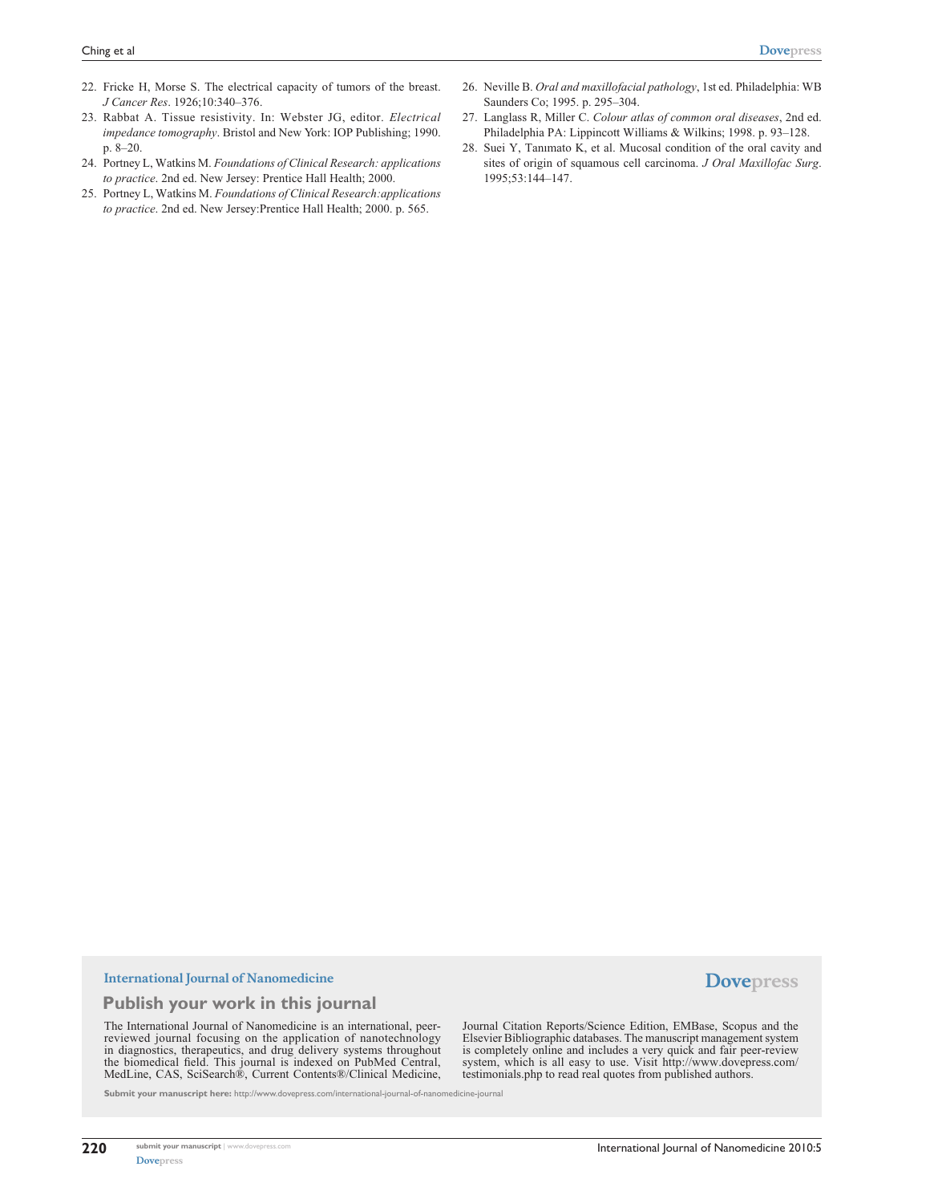22. Fricke H, Morse S. The electrical capacity of tumors of the breast. *J Cancer Res*. 1926;10:340–376.
23. Rabbat A. Tissue resistivity. In: Webster JG, editor. *Electrical impedance tomography*. Bristol and New York: IOP Publishing; 1990. p. 8–20.
24. Portney L, Watkins M. *Foundations of Clinical Research: applications to practice*. 2nd ed. New Jersey: Prentice Hall Health; 2000.
25. Portney L, Watkins M. *Foundations of Clinical Research:applications to practice*. 2nd ed. New Jersey:Prentice Hall Health; 2000. p. 565.
26. Neville B. *Oral and maxillofacial pathology*, 1st ed. Philadelphia: WB Saunders Co; 1995. p. 295–304.
27. Langlass R, Miller C. *Colour atlas of common oral diseases*, 2nd ed. Philadelphia PA: Lippincott Williams & Wilkins; 1998. p. 93–128.
28. Suei Y, Tanımato K, et al. Mucosal condition of the oral cavity and sites of origin of squamous cell carcinoma. *J Oral Maxillofac Surg*. 1995;53:144–147.

**International Journal of Nanomedicine**

## Publish your work in this journal

The International Journal of Nanomedicine is an international, peer-reviewed journal focusing on the application of nanotechnology in diagnostics, therapeutics, and drug delivery systems throughout the biomedical field. This journal is indexed on PubMed Central, MedLine, CAS, SciSearch®, Current Contents®/Clinical Medicine, Journal Citation Reports/Science Edition, EMBase, Scopus and the Elsevier Bibliographic databases. The manuscript management system is completely online and includes a very quick and fair peer-review system, which is all easy to use. Visit http://www.dovepress.com/testimonials.php to read real quotes from published authors.

**Submit your manuscript here:** http://www.dovepress.com/international-journal-of-nanomedicine-journal